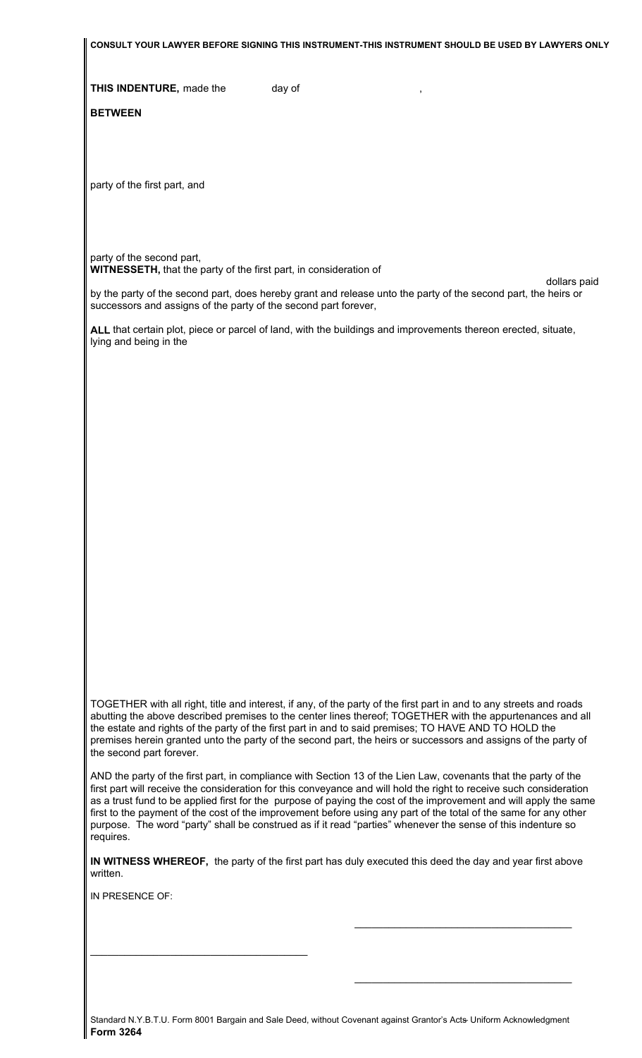**CONSULT YOUR LAWYER BEFORE SIGNING THIS INSTRUMENT-THIS INSTRUMENT SHOULD BE USED BY LAWYERS ONLY**

**THIS INDENTURE,** made the day of ,

**BETWEEN**

party of the first part, and

party of the second part,

**WITNESSETH,** that the party of the first part, in consideration of

dollars paid

by the party of the second part, does hereby grant and release unto the party of the second part, the heirs or successors and assigns of the party of the second part forever,

**ALL** that certain plot, piece or parcel of land, with the buildings and improvements thereon erected, situate, lying and being in the

TOGETHER with all right, title and interest, if any, of the party of the first part in and to any streets and roads abutting the above described premises to the center lines thereof; TOGETHER with the appurtenances and all the estate and rights of the party of the first part in and to said premises; TO HAVE AND TO HOLD the premises herein granted unto the party of the second part, the heirs or successors and assigns of the party of the second part forever.

AND the party of the first part, in compliance with Section 13 of the Lien Law, covenants that the party of the first part will receive the consideration for this conveyance and will hold the right to receive such consideration as a trust fund to be applied first for the purpose of paying the cost of the improvement and will apply the same first to the payment of the cost of the improvement before using any part of the total of the same for any other purpose. The word "party" shall be construed as if it read "parties" whenever the sense of this indenture so requires.

**IN WITNESS WHEREOF,** the party of the first part has duly executed this deed the day and year first above written.

IN PRESENCE OF:

_______________________________________

_______________________________________

_______________________________________

Standard N.Y.B.T.U. Form 8001 Bargain and Sale Deed, without Covenant against Grantor's Acts- Uniform Acknowledgment

**Form 3264**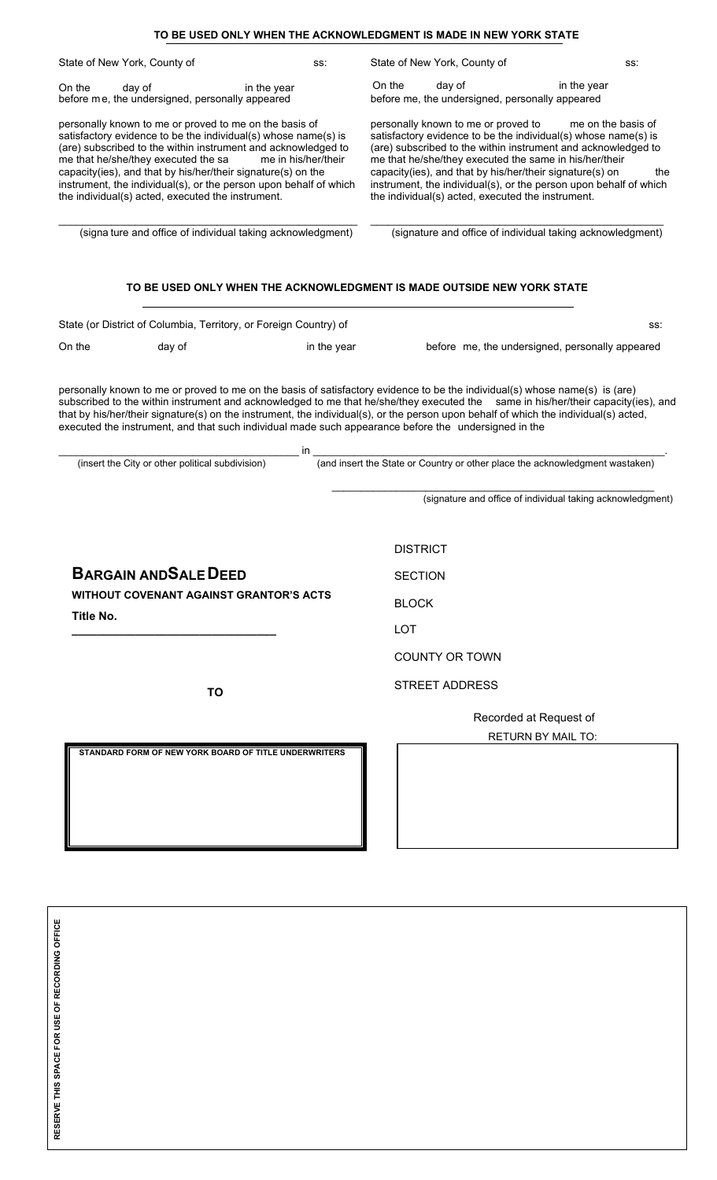**TO BE USED ONLY WHEN THE ACKNOWLEDGMENT IS MADE IN NEW YORK STATE**

State of New York, County of ss:

On the day of in the year
before me, the undersigned, personally appeared

personally known to me or proved to me on the basis of satisfactory evidence to be the individual(s) whose name(s) is (are) subscribed to the within instrument and acknowledged to me that he/she/they executed the same in his/her/their capacity(ies), and that by his/her/their signature(s) on the instrument, the individual(s), or the person upon behalf of which the individual(s) acted, executed the instrument.

\_\_\_\_\_\_\_\_\_\_\_\_\_\_\_\_\_\_\_\_\_\_\_\_\_\_\_\_\_\_\_\_\_\_\_\_\_\_\_\_

(signature and office of individual taking acknowledgment)

State of New York, County of ss:

On the day of in the year
before me, the undersigned, personally appeared

personally known to me or proved to me on the basis of satisfactory evidence to be the individual(s) whose name(s) is (are) subscribed to the within instrument and acknowledged to me that he/she/they executed the same in his/her/their capacity(ies), and that by his/her/their signature(s) on the instrument, the individual(s), or the person upon behalf of which the individual(s) acted, executed the instrument.

\_\_\_\_\_\_\_\_\_\_\_\_\_\_\_\_\_\_\_\_\_\_\_\_\_\_\_\_\_\_\_\_\_\_\_\_\_\_\_\_

(signature and office of individual taking acknowledgment)

**TO BE USED ONLY WHEN THE ACKNOWLEDGMENT IS MADE OUTSIDE NEW YORK STATE**

State (or District of Columbia, Territory, or Foreign Country) of ss:

On the day of in the year before me, the undersigned, personally appeared

personally known to me or proved to me on the basis of satisfactory evidence to be the individual(s) whose name(s) is (are) subscribed to the within instrument and acknowledged to me that he/she/they executed the same in his/her/their capacity(ies), and that by his/her/their signature(s) on the instrument, the individual(s), or the person upon behalf of which the individual(s) acted, executed the instrument, and that such individual made such appearance before the undersigned in the

\_\_\_\_\_\_\_\_\_\_\_\_\_\_\_\_\_\_\_\_\_\_\_\_\_\_\_\_ in \_\_\_\_\_\_\_\_\_\_\_\_\_\_\_\_\_\_\_\_\_\_\_\_\_\_\_\_\_\_\_\_\_\_\_\_\_\_\_\_.

(insert the City or other political subdivision) (and insert the State or Country or other place the acknowledgment wastaken)

\_\_\_\_\_\_\_\_\_\_\_\_\_\_\_\_\_\_\_\_\_\_\_\_\_\_\_\_\_\_\_\_\_\_\_\_\_\_\_\_

(signature and office of individual taking acknowledgment)

## BARGAIN AND SALE DEED

**WITHOUT COVENANT AGAINST GRANTOR'S ACTS**

**Title No.** \_\_\_\_\_\_\_\_\_\_\_\_\_\_\_\_\_\_\_\_\_\_\_\_\_\_\_\_

**TO**

**STANDARD FORM OF NEW YORK BOARD OF TITLE UNDERWRITERS**

DISTRICT

SECTION

BLOCK

LOT

COUNTY OR TOWN

STREET ADDRESS

Recorded at Request of

RETURN BY MAIL TO:

**RESERVE THIS SPACE FOR USE OF RECORDING OFFICE**